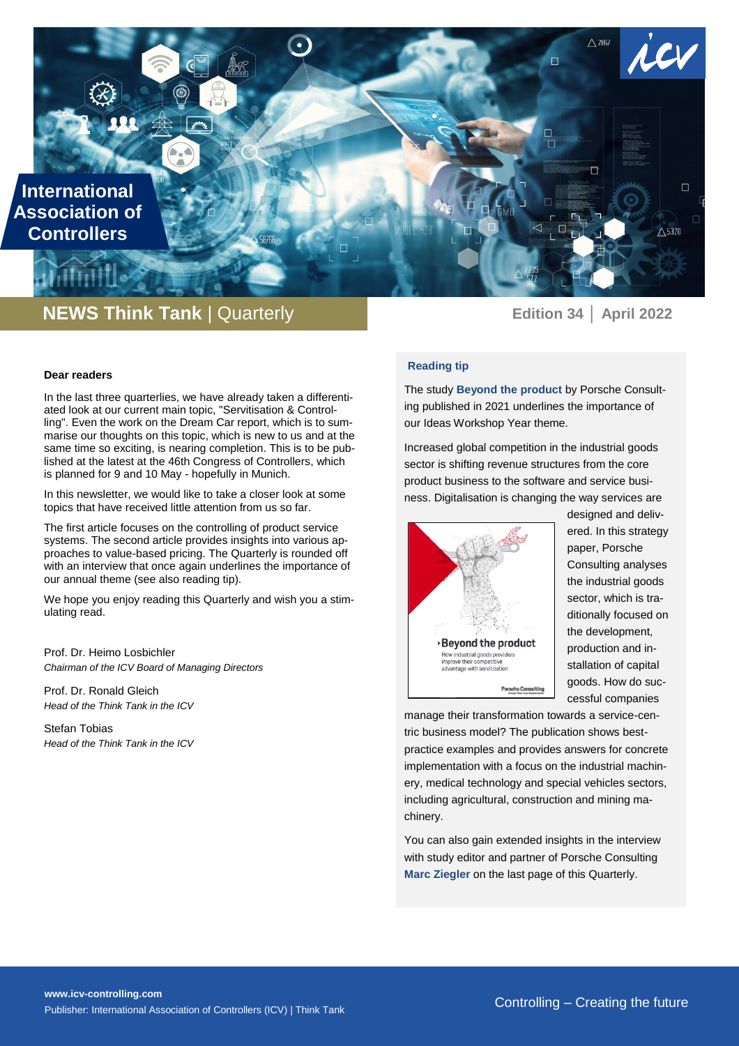# International Association of Controllers

## NEWS Think Tank | Quarterly

Edition 34 | April 2022

**Dear readers**

In the last three quarterlies, we have already taken a differentiated look at our current main topic, "Servitisation & Controlling". Even the work on the Dream Car report, which is to summarise our thoughts on this topic, which is new to us and at the same time so exciting, is nearing completion. This is to be published at the latest at the 46th Congress of Controllers, which is planned for 9 and 10 May - hopefully in Munich.

In this newsletter, we would like to take a closer look at some topics that have received little attention from us so far.

The first article focuses on the controlling of product service systems. The second article provides insights into various approaches to value-based pricing. The Quarterly is rounded off with an interview that once again underlines the importance of our annual theme (see also reading tip).

We hope you enjoy reading this Quarterly and wish you a stimulating read.

Prof. Dr. Heimo Losbichler
*Chairman of the ICV Board of Managing Directors*

Prof. Dr. Ronald Gleich
*Head of the Think Tank in the ICV*

Stefan Tobias
*Head of the Think Tank in the ICV*

### Reading tip

The study **Beyond the product** by Porsche Consulting published in 2021 underlines the importance of our Ideas Workshop Year theme.

Increased global competition in the industrial goods sector is shifting revenue structures from the core product business to the software and service business. Digitalisation is changing the way services are designed and delivered. In this strategy paper, Porsche Consulting analyses the industrial goods sector, which is traditionally focused on the development, production and installation of capital goods. How do successful companies manage their transformation towards a service-centric business model? The publication shows best-practice examples and provides answers for concrete implementation with a focus on the industrial machinery, medical technology and special vehicles sectors, including agricultural, construction and mining machinery.

You can also gain extended insights in the interview with study editor and partner of Porsche Consulting **Marc Ziegler** on the last page of this Quarterly.

www.icv-controlling.com
Publisher: International Association of Controllers (ICV) | Think Tank

Controlling – Creating the future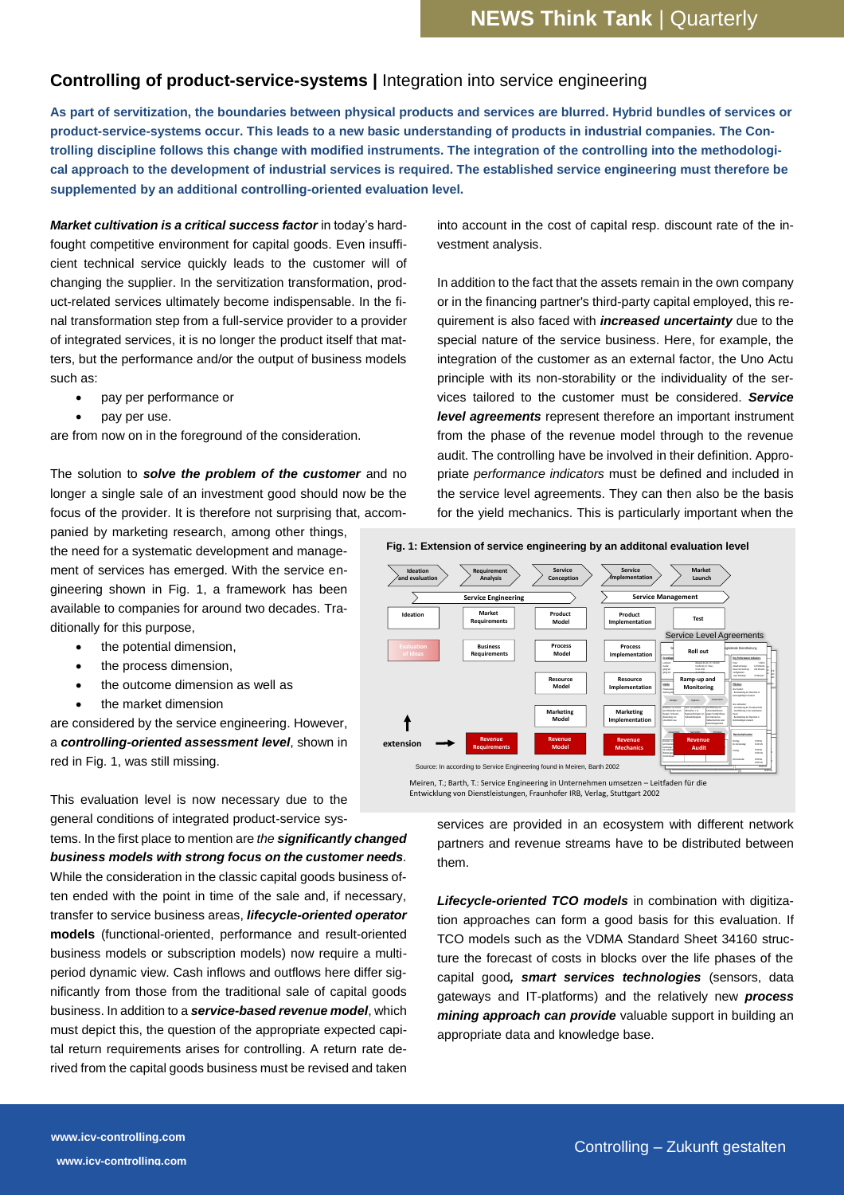## Controlling of product-service-systems | Integration into service engineering

**As part of servitization, the boundaries between physical products and services are blurred. Hybrid bundles of services or product-service-systems occur. This leads to a new basic understanding of products in industrial companies. The Controlling discipline follows this change with modified instruments. The integration of the controlling into the methodological approach to the development of industrial services is required. The established service engineering must therefore be supplemented by an additional controlling-oriented evaluation level.**

***Market cultivation is a critical success factor*** in today's hard-fought competitive environment for capital goods. Even insufficient technical service quickly leads to the customer will of changing the supplier. In the servitization transformation, product-related services ultimately become indispensable. In the final transformation step from a full-service provider to a provider of integrated services, it is no longer the product itself that matters, but the performance and/or the output of business models such as:

- pay per performance or
- pay per use.

are from now on in the foreground of the consideration.

The solution to ***solve the problem of the customer*** and no longer a single sale of an investment good should now be the focus of the provider. It is therefore not surprising that, accompanied by marketing research, among other things, the need for a systematic development and management of services has emerged. With the service engineering shown in Fig. 1, a framework has been available to companies for around two decades. Traditionally for this purpose,

- the potential dimension,
- the process dimension,
- the outcome dimension as well as
- the market dimension

are considered by the service engineering. However, a ***controlling-oriented assessment level***, shown in red in Fig. 1, was still missing.

This evaluation level is now necessary due to the general conditions of integrated product-service systems. In the first place to mention are *the* ***significantly changed business models with strong focus on the customer needs***. While the consideration in the classic capital goods business often ended with the point in time of the sale and, if necessary, transfer to service business areas, ***lifecycle-oriented operator* models** (functional-oriented, performance and result-oriented business models or subscription models) now require a multi-period dynamic view. Cash inflows and outflows here differ significantly from those from the traditional sale of capital goods business. In addition to a ***service-based revenue model***, which must depict this, the question of the appropriate expected capital return requirements arises for controlling. A return rate derived from the capital goods business must be revised and taken into account in the cost of capital resp. discount rate of the investment analysis.

In addition to the fact that the assets remain in the own company or in the financing partner's third-party capital employed, this requirement is also faced with ***increased uncertainty*** due to the special nature of the service business. Here, for example, the integration of the customer as an external factor, the Uno Actu principle with its non-storability or the individuality of the services tailored to the customer must be considered. ***Service level agreements*** represent therefore an important instrument from the phase of the revenue model through to the revenue audit. The controlling have be involved in their definition. Appropriate *performance indicators* must be defined and included in the service level agreements. They can then also be the basis for the yield mechanics. This is particularly important when the services are provided in an ecosystem with different network partners and revenue streams have to be distributed between them.

**Fig. 1: Extension of service engineering by an additonal evaluation level**

Source: In according to Service Engineering found in Meiren, Barth 2002

Meiren, T.; Barth, T.: Service Engineering in Unternehmen umsetzen – Leitfaden für die Entwicklung von Dienstleistungen, Fraunhofer IRB, Verlag, Stuttgart 2002

***Lifecycle-oriented TCO models*** in combination with digitization approaches can form a good basis for this evaluation. If TCO models such as the VDMA Standard Sheet 34160 structure the forecast of costs in blocks over the life phases of the capital good***, smart services technologies*** (sensors, data gateways and IT-platforms) and the relatively new ***process mining approach can provide*** valuable support in building an appropriate data and knowledge base.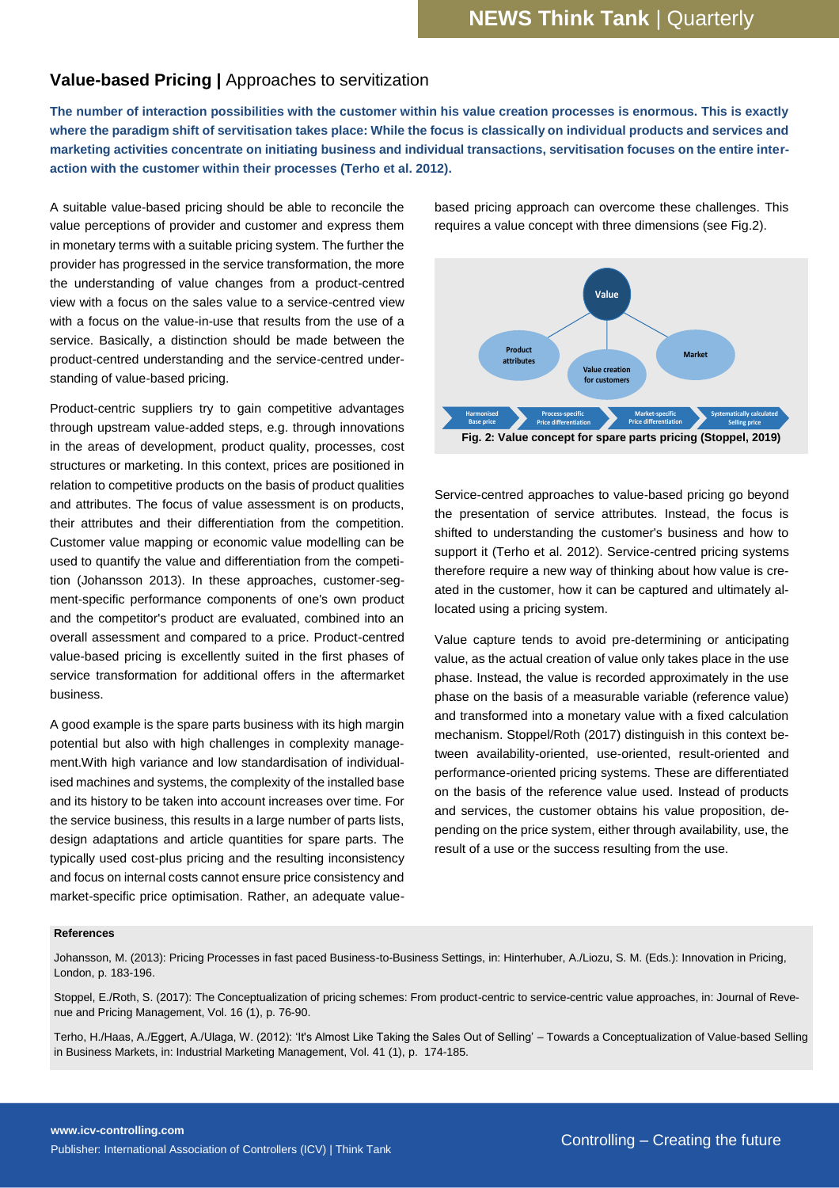## **Value-based Pricing |** Approaches to servitization

**The number of interaction possibilities with the customer within his value creation processes is enormous. This is exactly where the paradigm shift of servitisation takes place: While the focus is classically on individual products and services and marketing activities concentrate on initiating business and individual transactions, servitisation focuses on the entire interaction with the customer within their processes (Terho et al. 2012).**

A suitable value-based pricing should be able to reconcile the value perceptions of provider and customer and express them in monetary terms with a suitable pricing system. The further the provider has progressed in the service transformation, the more the understanding of value changes from a product-centred view with a focus on the sales value to a service-centred view with a focus on the value-in-use that results from the use of a service. Basically, a distinction should be made between the product-centred understanding and the service-centred understanding of value-based pricing.

Product-centric suppliers try to gain competitive advantages through upstream value-added steps, e.g. through innovations in the areas of development, product quality, processes, cost structures or marketing. In this context, prices are positioned in relation to competitive products on the basis of product qualities and attributes. The focus of value assessment is on products, their attributes and their differentiation from the competition. Customer value mapping or economic value modelling can be used to quantify the value and differentiation from the competition (Johansson 2013). In these approaches, customer-segment-specific performance components of one's own product and the competitor's product are evaluated, combined into an overall assessment and compared to a price. Product-centred value-based pricing is excellently suited in the first phases of service transformation for additional offers in the aftermarket business.

A good example is the spare parts business with its high margin potential but also with high challenges in complexity management.With high variance and low standardisation of individualised machines and systems, the complexity of the installed base and its history to be taken into account increases over time. For the service business, this results in a large number of parts lists, design adaptations and article quantities for spare parts. The typically used cost-plus pricing and the resulting inconsistency and focus on internal costs cannot ensure price consistency and market-specific price optimisation. Rather, an adequate value-based pricing approach can overcome these challenges. This requires a value concept with three dimensions (see Fig.2).

Value

Product attributes

Value creation for customers

Market

Harmonised Base price

Process-specific Price differentiation

Market-specific Price differentiation

Systematically calculated Selling price

**Fig. 2: Value concept for spare parts pricing (Stoppel, 2019)**

Service-centred approaches to value-based pricing go beyond the presentation of service attributes. Instead, the focus is shifted to understanding the customer's business and how to support it (Terho et al. 2012). Service-centred pricing systems therefore require a new way of thinking about how value is created in the customer, how it can be captured and ultimately allocated using a pricing system.

Value capture tends to avoid pre-determining or anticipating value, as the actual creation of value only takes place in the use phase. Instead, the value is recorded approximately in the use phase on the basis of a measurable variable (reference value) and transformed into a monetary value with a fixed calculation mechanism. Stoppel/Roth (2017) distinguish in this context between availability-oriented, use-oriented, result-oriented and performance-oriented pricing systems. These are differentiated on the basis of the reference value used. Instead of products and services, the customer obtains his value proposition, depending on the price system, either through availability, use, the result of a use or the success resulting from the use.

**References**

Johansson, M. (2013): Pricing Processes in fast paced Business-to-Business Settings, in: Hinterhuber, A./Liozu, S. M. (Eds.): Innovation in Pricing, London, p. 183-196.

Stoppel, E./Roth, S. (2017): The Conceptualization of pricing schemes: From product-centric to service-centric value approaches, in: Journal of Revenue and Pricing Management, Vol. 16 (1), p. 76-90.

Terho, H./Haas, A./Eggert, A./Ulaga, W. (2012): 'It's Almost Like Taking the Sales Out of Selling' – Towards a Conceptualization of Value-based Selling in Business Markets, in: Industrial Marketing Management, Vol. 41 (1), p. 174-185.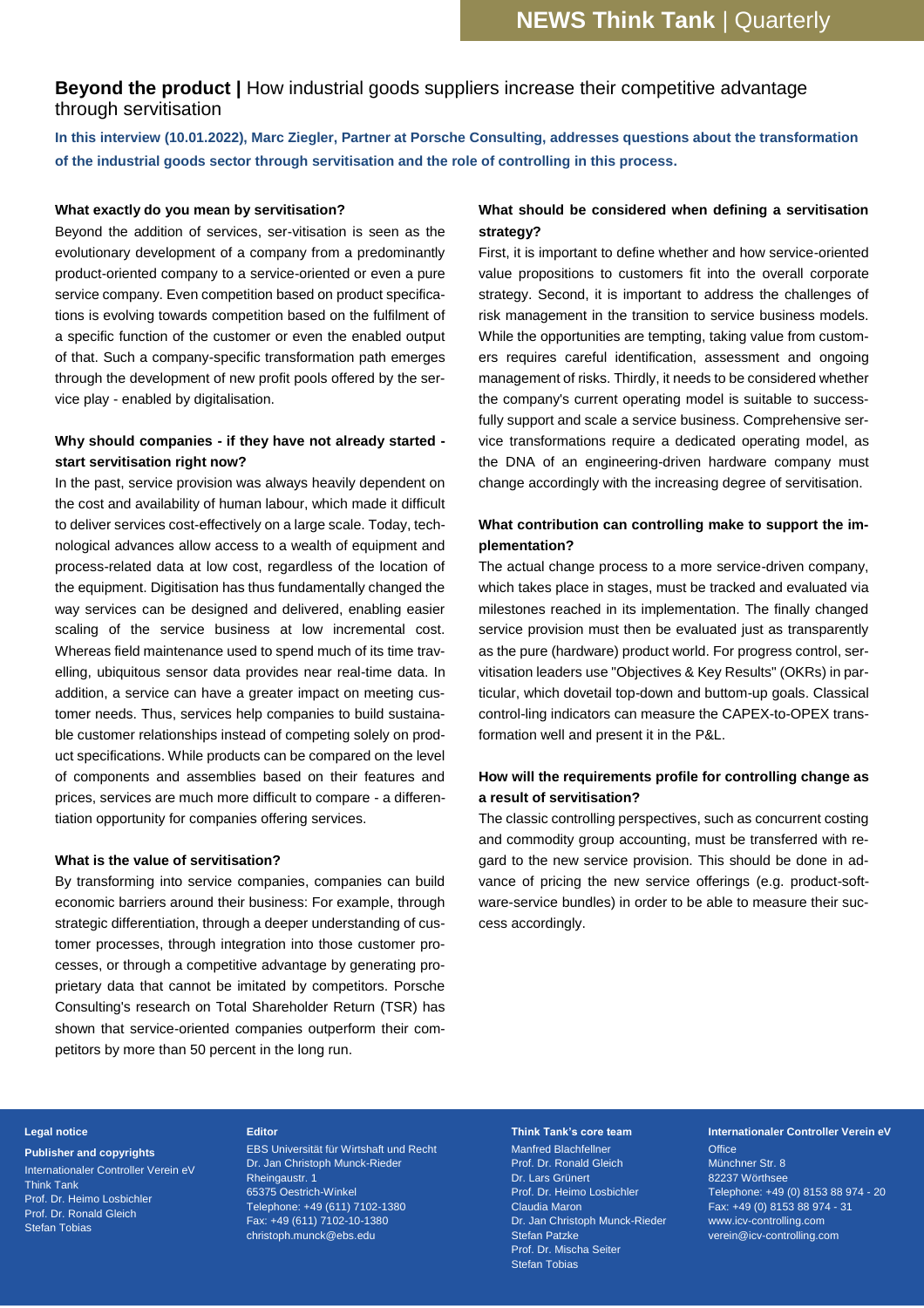# Beyond the product | How industrial goods suppliers increase their competitive advantage through servitisation

**In this interview (10.01.2022), Marc Ziegler, Partner at Porsche Consulting, addresses questions about the transformation of the industrial goods sector through servitisation and the role of controlling in this process.**

**What exactly do you mean by servitisation?**

Beyond the addition of services, ser-vitisation is seen as the evolutionary development of a company from a predominantly product-oriented company to a service-oriented or even a pure service company. Even competition based on product specifications is evolving towards competition based on the fulfilment of a specific function of the customer or even the enabled output of that. Such a company-specific transformation path emerges through the development of new profit pools offered by the service play - enabled by digitalisation.

**Why should companies - if they have not already started - start servitisation right now?**

In the past, service provision was always heavily dependent on the cost and availability of human labour, which made it difficult to deliver services cost-effectively on a large scale. Today, technological advances allow access to a wealth of equipment and process-related data at low cost, regardless of the location of the equipment. Digitisation has thus fundamentally changed the way services can be designed and delivered, enabling easier scaling of the service business at low incremental cost. Whereas field maintenance used to spend much of its time travelling, ubiquitous sensor data provides near real-time data. In addition, a service can have a greater impact on meeting customer needs. Thus, services help companies to build sustainable customer relationships instead of competing solely on product specifications. While products can be compared on the level of components and assemblies based on their features and prices, services are much more difficult to compare - a differentiation opportunity for companies offering services.

**What is the value of servitisation?**

By transforming into service companies, companies can build economic barriers around their business: For example, through strategic differentiation, through a deeper understanding of customer processes, through integration into those customer processes, or through a competitive advantage by generating proprietary data that cannot be imitated by competitors. Porsche Consulting's research on Total Shareholder Return (TSR) has shown that service-oriented companies outperform their competitors by more than 50 percent in the long run.

**What should be considered when defining a servitisation strategy?**

First, it is important to define whether and how service-oriented value propositions to customers fit into the overall corporate strategy. Second, it is important to address the challenges of risk management in the transition to service business models. While the opportunities are tempting, taking value from customers requires careful identification, assessment and ongoing management of risks. Thirdly, it needs to be considered whether the company's current operating model is suitable to successfully support and scale a service business. Comprehensive service transformations require a dedicated operating model, as the DNA of an engineering-driven hardware company must change accordingly with the increasing degree of servitisation.

**What contribution can controlling make to support the implementation?**

The actual change process to a more service-driven company, which takes place in stages, must be tracked and evaluated via milestones reached in its implementation. The finally changed service provision must then be evaluated just as transparently as the pure (hardware) product world. For progress control, servitisation leaders use "Objectives & Key Results" (OKRs) in particular, which dovetail top-down and buttom-up goals. Classical control-ling indicators can measure the CAPEX-to-OPEX transformation well and present it in the P&L.

**How will the requirements profile for controlling change as a result of servitisation?**

The classic controlling perspectives, such as concurrent costing and commodity group accounting, must be transferred with regard to the new service provision. This should be done in advance of pricing the new service offerings (e.g. product-software-service bundles) in order to be able to measure their success accordingly.

---

**Legal notice**

**Publisher and copyrights**
Internationaler Controller Verein eV
Think Tank
Prof. Dr. Heimo Losbichler
Prof. Dr. Ronald Gleich
Stefan Tobias

**Editor**
EBS Universität für Wirtschaft und Recht
Dr. Jan Christoph Munck-Rieder
Rheingaustr. 1
65375 Oestrich-Winkel
Telephone: +49 (611) 7102-1380
Fax: +49 (611) 7102-10-1380
christoph.munck@ebs.edu

**Think Tank's core team**
Manfred Blachfellner
Prof. Dr. Ronald Gleich
Dr. Lars Grünert
Prof. Dr. Heimo Losbichler
Claudia Maron
Dr. Jan Christoph Munck-Rieder
Stefan Patzke
Prof. Dr. Mischa Seiter
Stefan Tobias

**Internationaler Controller Verein eV**
Office
Münchner Str. 8
82237 Wörthsee
Telephone: +49 (0) 8153 88 974 - 20
Fax: +49 (0) 8153 88 974 - 31
www.icv-controlling.com
verein@icv-controlling.com